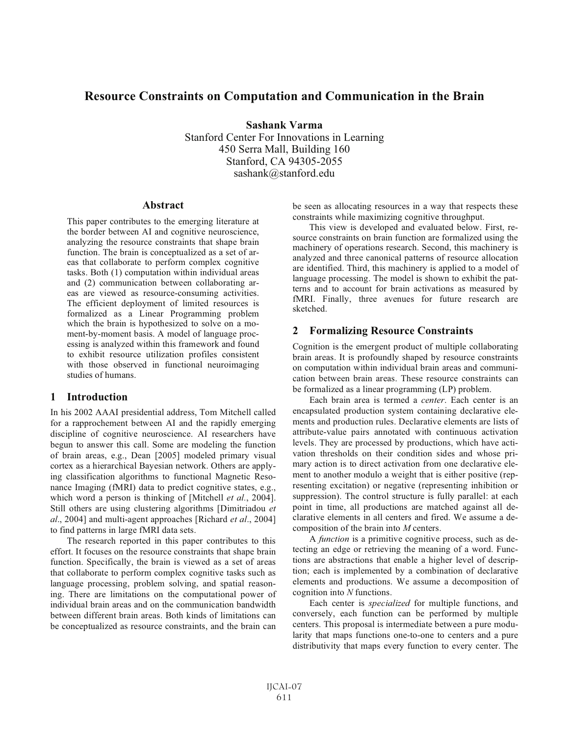# Resource Constraints on Computation and Communication in the Brain

**Sashank Varma**
Stanford Center For Innovations in Learning
450 Serra Mall, Building 160
Stanford, CA 94305-2055
sashank@stanford.edu

## Abstract

This paper contributes to the emerging literature at the border between AI and cognitive neuroscience, analyzing the resource constraints that shape brain function. The brain is conceptualized as a set of areas that collaborate to perform complex cognitive tasks. Both (1) computation within individual areas and (2) communication between collaborating areas are viewed as resource-consuming activities. The efficient deployment of limited resources is formalized as a Linear Programming problem which the brain is hypothesized to solve on a moment-by-moment basis. A model of language processing is analyzed within this framework and found to exhibit resource utilization profiles consistent with those observed in functional neuroimaging studies of humans.

## 1 Introduction

In his 2002 AAAI presidential address, Tom Mitchell called for a rapprochement between AI and the rapidly emerging discipline of cognitive neuroscience. AI researchers have begun to answer this call. Some are modeling the function of brain areas, e.g., Dean [2005] modeled primary visual cortex as a hierarchical Bayesian network. Others are applying classification algorithms to functional Magnetic Resonance Imaging (fMRI) data to predict cognitive states, e.g., which word a person is thinking of [Mitchell *et al.*, 2004]. Still others are using clustering algorithms [Dimitriadou *et al*., 2004] and multi-agent approaches [Richard *et al*., 2004] to find patterns in large fMRI data sets.

The research reported in this paper contributes to this effort. It focuses on the resource constraints that shape brain function. Specifically, the brain is viewed as a set of areas that collaborate to perform complex cognitive tasks such as language processing, problem solving, and spatial reasoning. There are limitations on the computational power of individual brain areas and on the communication bandwidth between different brain areas. Both kinds of limitations can be conceptualized as resource constraints, and the brain can be seen as allocating resources in a way that respects these constraints while maximizing cognitive throughput.

This view is developed and evaluated below. First, resource constraints on brain function are formalized using the machinery of operations research. Second, this machinery is analyzed and three canonical patterns of resource allocation are identified. Third, this machinery is applied to a model of language processing. The model is shown to exhibit the patterns and to account for brain activations as measured by fMRI. Finally, three avenues for future research are sketched.

## 2 Formalizing Resource Constraints

Cognition is the emergent product of multiple collaborating brain areas. It is profoundly shaped by resource constraints on computation within individual brain areas and communication between brain areas. These resource constraints can be formalized as a linear programming (LP) problem.

Each brain area is termed a *center*. Each center is an encapsulated production system containing declarative elements and production rules. Declarative elements are lists of attribute-value pairs annotated with continuous activation levels. They are processed by productions, which have activation thresholds on their condition sides and whose primary action is to direct activation from one declarative element to another modulo a weight that is either positive (representing excitation) or negative (representing inhibition or suppression). The control structure is fully parallel: at each point in time, all productions are matched against all declarative elements in all centers and fired. We assume a decomposition of the brain into $M$ centers.

A *function* is a primitive cognitive process, such as detecting an edge or retrieving the meaning of a word. Functions are abstractions that enable a higher level of description; each is implemented by a combination of declarative elements and productions. We assume a decomposition of cognition into $N$ functions.

Each center is *specialized* for multiple functions, and conversely, each function can be performed by multiple centers. This proposal is intermediate between a pure modularity that maps functions one-to-one to centers and a pure distributivity that maps every function to every center. The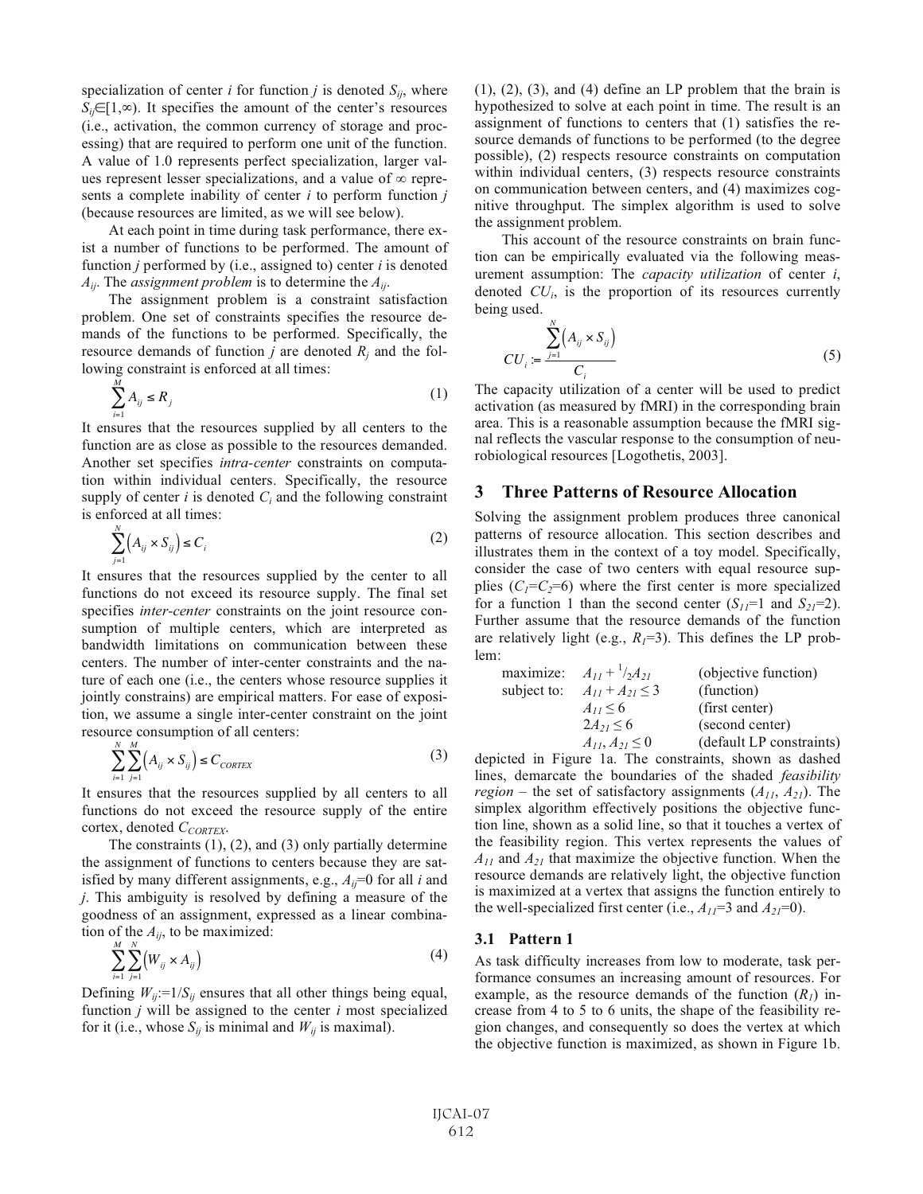specialization of center $i$ for function $j$ is denoted $S_{ij}$, where $S_{ij} \in [1,\infty)$. It specifies the amount of the center's resources (i.e., activation, the common currency of storage and processing) that are required to perform one unit of the function. A value of 1.0 represents perfect specialization, larger values represent lesser specializations, and a value of $\infty$ represents a complete inability of center $i$ to perform function $j$ (because resources are limited, as we will see below).

At each point in time during task performance, there exist a number of functions to be performed. The amount of function $j$ performed by (i.e., assigned to) center $i$ is denoted $A_{ij}$. The *assignment problem* is to determine the $A_{ij}$.

The assignment problem is a constraint satisfaction problem. One set of constraints specifies the resource demands of the functions to be performed. Specifically, the resource demands of function $j$ are denoted $R_j$ and the following constraint is enforced at all times:

$$\sum_{i=1}^{M} A_{ij} \leq R_j \tag{1}$$

It ensures that the resources supplied by all centers to the function are as close as possible to the resources demanded. Another set specifies *intra-center* constraints on computation within individual centers. Specifically, the resource supply of center $i$ is denoted $C_i$ and the following constraint is enforced at all times:

$$\sum_{j=1}^{N} \left(A_{ij} \times S_{ij}\right) \leq C_i \tag{2}$$

It ensures that the resources supplied by the center to all functions do not exceed its resource supply. The final set specifies *inter-center* constraints on the joint resource consumption of multiple centers, which are interpreted as bandwidth limitations on communication between these centers. The number of inter-center constraints and the nature of each one (i.e., the centers whose resource supplies it jointly constrains) are empirical matters. For ease of exposition, we assume a single inter-center constraint on the joint resource consumption of all centers:

$$\sum_{i=1}^{N} \sum_{j=1}^{M} \left(A_{ij} \times S_{ij}\right) \leq C_{CORTEX} \tag{3}$$

It ensures that the resources supplied by all centers to all functions do not exceed the resource supply of the entire cortex, denoted $C_{CORTEX}$.

The constraints (1), (2), and (3) only partially determine the assignment of functions to centers because they are satisfied by many different assignments, e.g., $A_{ij}$=0 for all $i$ and $j$. This ambiguity is resolved by defining a measure of the goodness of an assignment, expressed as a linear combination of the $A_{ij}$, to be maximized:

$$\sum_{i=1}^{M} \sum_{j=1}^{N} \left(W_{ij} \times A_{ij}\right) \tag{4}$$

Defining $W_{ij} := 1/S_{ij}$ ensures that all other things being equal, function $j$ will be assigned to the center $i$ most specialized for it (i.e., whose $S_{ij}$ is minimal and $W_{ij}$ is maximal).

(1), (2), (3), and (4) define an LP problem that the brain is hypothesized to solve at each point in time. The result is an assignment of functions to centers that (1) satisfies the resource demands of functions to be performed (to the degree possible), (2) respects resource constraints on computation within individual centers, (3) respects resource constraints on communication between centers, and (4) maximizes cognitive throughput. The simplex algorithm is used to solve the assignment problem.

This account of the resource constraints on brain function can be empirically evaluated via the following measurement assumption: The *capacity utilization* of center $i$, denoted $CU_i$, is the proportion of its resources currently being used.

$$CU_i := \frac{\sum_{j=1}^{N} \left(A_{ij} \times S_{ij}\right)}{C_i} \tag{5}$$

The capacity utilization of a center will be used to predict activation (as measured by fMRI) in the corresponding brain area. This is a reasonable assumption because the fMRI signal reflects the vascular response to the consumption of neurobiological resources [Logothetis, 2003].

## 3 Three Patterns of Resource Allocation

Solving the assignment problem produces three canonical patterns of resource allocation. This section describes and illustrates them in the context of a toy model. Specifically, consider the case of two centers with equal resource supplies ($C_1$=$C_2$=6) where the first center is more specialized for a function 1 than the second center ($S_{11}$=1 and $S_{21}$=2). Further assume that the resource demands of the function are relatively light (e.g., $R_1$=3). This defines the LP problem:

| | | |
|---|---|---|
| maximize: | $A_{11} + {}^{1}/_{2}A_{21}$ | (objective function) |
| subject to: | $A_{11} + A_{21} \leq 3$ | (function) |
| | $A_{11} \leq 6$ | (first center) |
| | $2A_{21} \leq 6$ | (second center) |
| | $A_{11}, A_{21} \leq 0$ | (default LP constraints) |

depicted in Figure 1a. The constraints, shown as dashed lines, demarcate the boundaries of the shaded *feasibility region* – the set of satisfactory assignments ($A_{11}$, $A_{21}$). The simplex algorithm effectively positions the objective function line, shown as a solid line, so that it touches a vertex of the feasibility region. This vertex represents the values of $A_{11}$ and $A_{21}$ that maximize the objective function. When the resource demands are relatively light, the objective function is maximized at a vertex that assigns the function entirely to the well-specialized first center (i.e., $A_{11}$=3 and $A_{21}$=0).

### 3.1 Pattern 1

As task difficulty increases from low to moderate, task performance consumes an increasing amount of resources. For example, as the resource demands of the function ($R_1$) increase from 4 to 5 to 6 units, the shape of the feasibility region changes, and consequently so does the vertex at which the objective function is maximized, as shown in Figure 1b.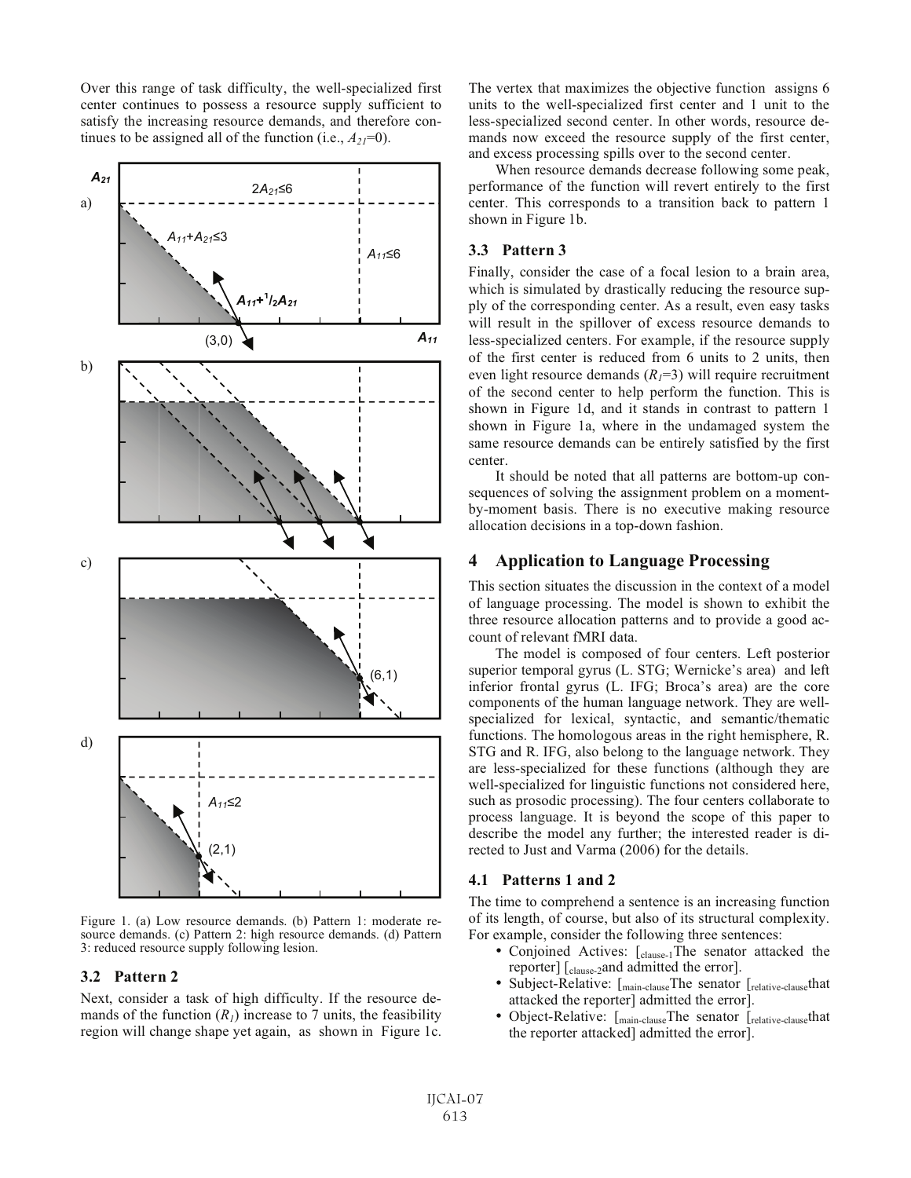Over this range of task difficulty, the well-specialized first center continues to possess a resource supply sufficient to satisfy the increasing resource demands, and therefore continues to be assigned all of the function (i.e., $A_{21}$=0).

Figure 1. (a) Low resource demands. (b) Pattern 1: moderate resource demands. (c) Pattern 2: high resource demands. (d) Pattern 3: reduced resource supply following lesion.

### 3.2 Pattern 2

Next, consider a task of high difficulty. If the resource demands of the function ($R_1$) increase to 7 units, the feasibility region will change shape yet again, as shown in Figure 1c. The vertex that maximizes the objective function assigns 6 units to the well-specialized first center and 1 unit to the less-specialized second center. In other words, resource demands now exceed the resource supply of the first center, and excess processing spills over to the second center.

When resource demands decrease following some peak, performance of the function will revert entirely to the first center. This corresponds to a transition back to pattern 1 shown in Figure 1b.

### 3.3 Pattern 3

Finally, consider the case of a focal lesion to a brain area, which is simulated by drastically reducing the resource supply of the corresponding center. As a result, even easy tasks will result in the spillover of excess resource demands to less-specialized centers. For example, if the resource supply of the first center is reduced from 6 units to 2 units, then even light resource demands ($R_1$=3) will require recruitment of the second center to help perform the function. This is shown in Figure 1d, and it stands in contrast to pattern 1 shown in Figure 1a, where in the undamaged system the same resource demands can be entirely satisfied by the first center.

It should be noted that all patterns are bottom-up consequences of solving the assignment problem on a moment-by-moment basis. There is no executive making resource allocation decisions in a top-down fashion.

## 4 Application to Language Processing

This section situates the discussion in the context of a model of language processing. The model is shown to exhibit the three resource allocation patterns and to provide a good account of relevant fMRI data.

The model is composed of four centers. Left posterior superior temporal gyrus (L. STG; Wernicke's area) and left inferior frontal gyrus (L. IFG; Broca's area) are the core components of the human language network. They are well-specialized for lexical, syntactic, and semantic/thematic functions. The homologous areas in the right hemisphere, R. STG and R. IFG, also belong to the language network. They are less-specialized for these functions (although they are well-specialized for linguistic functions not considered here, such as prosodic processing). The four centers collaborate to process language. It is beyond the scope of this paper to describe the model any further; the interested reader is directed to Just and Varma (2006) for the details.

### 4.1 Patterns 1 and 2

The time to comprehend a sentence is an increasing function of its length, of course, but also of its structural complexity. For example, consider the following three sentences:

- Conjoined Actives: [$_{\text{clause-1}}$The senator attacked the reporter] [$_{\text{clause-2}}$and admitted the error].
- Subject-Relative: [$_{\text{main-clause}}$The senator [$_{\text{relative-clause}}$that attacked the reporter] admitted the error].
- Object-Relative: [$_{\text{main-clause}}$The senator [$_{\text{relative-clause}}$that the reporter attacked] admitted the error].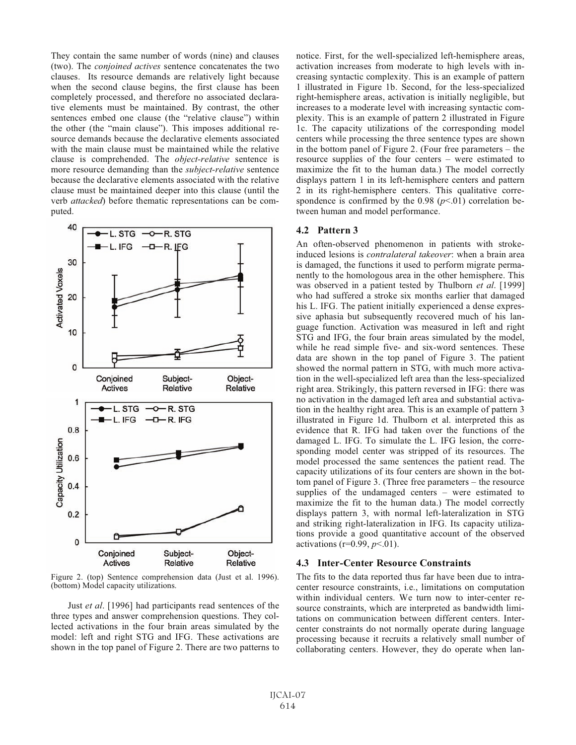They contain the same number of words (nine) and clauses (two). The *conjoined actives* sentence concatenates the two clauses. Its resource demands are relatively light because when the second clause begins, the first clause has been completely processed, and therefore no associated declarative elements must be maintained. By contrast, the other sentences embed one clause (the "relative clause") within the other (the "main clause"). This imposes additional resource demands because the declarative elements associated with the main clause must be maintained while the relative clause is comprehended. The *object-relative* sentence is more resource demanding than the *subject-relative* sentence because the declarative elements associated with the relative clause must be maintained deeper into this clause (until the verb *attacked*) before thematic representations can be computed.

Figure 2. (top) Sentence comprehension data (Just et al. 1996). (bottom) Model capacity utilizations.

Just *et al*. [1996] had participants read sentences of the three types and answer comprehension questions. They collected activations in the four brain areas simulated by the model: left and right STG and IFG. These activations are shown in the top panel of Figure 2. There are two patterns to notice. First, for the well-specialized left-hemisphere areas, activation increases from moderate to high levels with increasing syntactic complexity. This is an example of pattern 1 illustrated in Figure 1b. Second, for the less-specialized right-hemisphere areas, activation is initially negligible, but increases to a moderate level with increasing syntactic complexity. This is an example of pattern 2 illustrated in Figure 1c. The capacity utilizations of the corresponding model centers while processing the three sentence types are shown in the bottom panel of Figure 2. (Four free parameters – the resource supplies of the four centers – were estimated to maximize the fit to the human data.) The model correctly displays pattern 1 in its left-hemisphere centers and pattern 2 in its right-hemisphere centers. This qualitative correspondence is confirmed by the 0.98 ($p<.01$) correlation between human and model performance.

### 4.2 Pattern 3

An often-observed phenomenon in patients with stroke-induced lesions is *contralateral takeover*: when a brain area is damaged, the functions it used to perform migrate permanently to the homologous area in the other hemisphere. This was observed in a patient tested by Thulborn *et al*. [1999] who had suffered a stroke six months earlier that damaged his L. IFG. The patient initially experienced a dense expressive aphasia but subsequently recovered much of his language function. Activation was measured in left and right STG and IFG, the four brain areas simulated by the model, while he read simple five- and six-word sentences. These data are shown in the top panel of Figure 3. The patient showed the normal pattern in STG, with much more activation in the well-specialized left area than the less-specialized right area. Strikingly, this pattern reversed in IFG: there was no activation in the damaged left area and substantial activation in the healthy right area. This is an example of pattern 3 illustrated in Figure 1d. Thulborn et al. interpreted this as evidence that R. IFG had taken over the functions of the damaged L. IFG. To simulate the L. IFG lesion, the corresponding model center was stripped of its resources. The model processed the same sentences the patient read. The capacity utilizations of its four centers are shown in the bottom panel of Figure 3. (Three free parameters – the resource supplies of the undamaged centers – were estimated to maximize the fit to the human data.) The model correctly displays pattern 3, with normal left-lateralization in STG and striking right-lateralization in IFG. Its capacity utilizations provide a good quantitative account of the observed activations (r=0.99, $p<.01$).

### 4.3 Inter-Center Resource Constraints

The fits to the data reported thus far have been due to intra-center resource constraints, i.e., limitations on computation within individual centers. We turn now to inter-center resource constraints, which are interpreted as bandwidth limitations on communication between different centers. Inter-center constraints do not normally operate during language processing because it recruits a relatively small number of collaborating centers. However, they do operate when lan-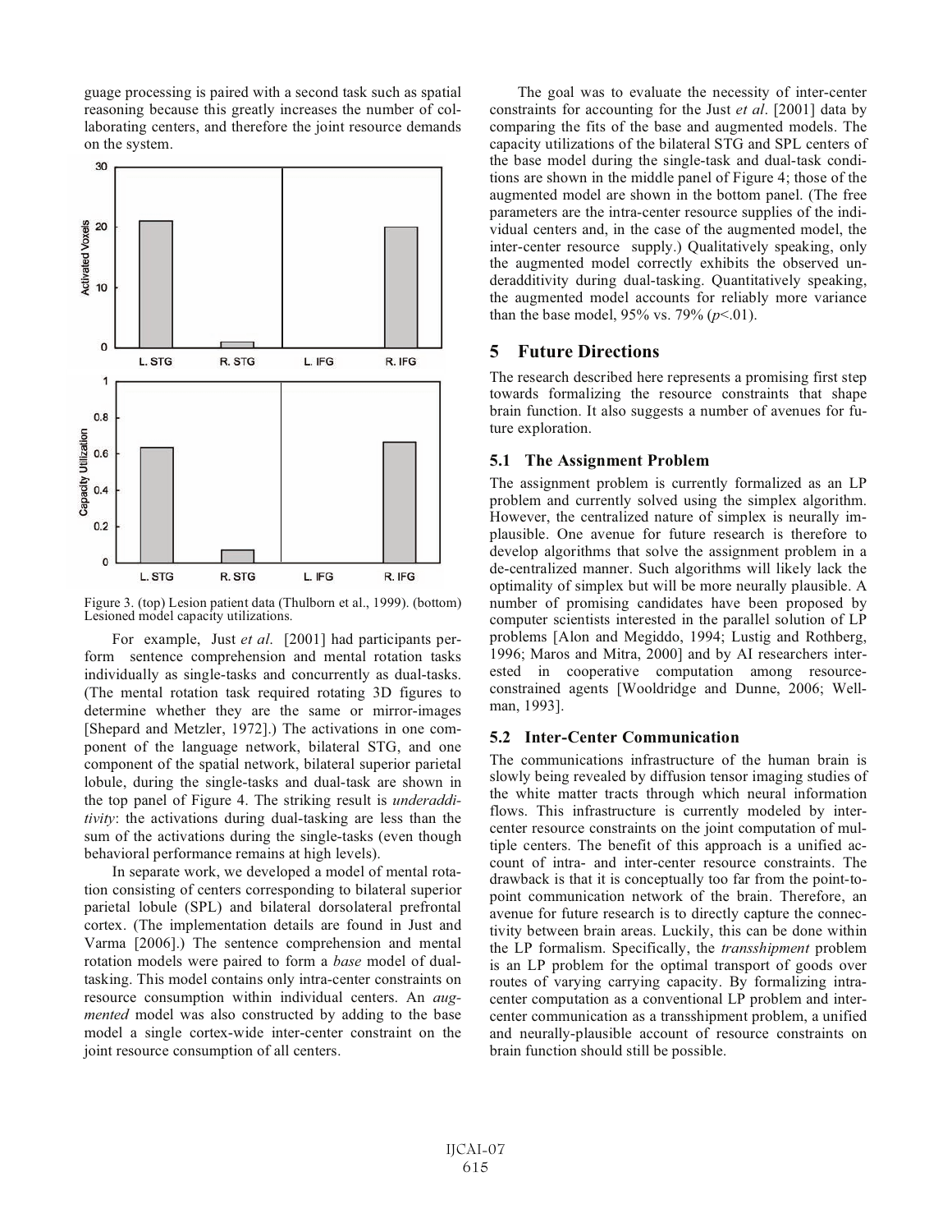guage processing is paired with a second task such as spatial reasoning because this greatly increases the number of collaborating centers, and therefore the joint resource demands on the system.

Figure 3. (top) Lesion patient data (Thulborn et al., 1999). (bottom) Lesioned model capacity utilizations.

For example, Just *et al*. [2001] had participants perform sentence comprehension and mental rotation tasks individually as single-tasks and concurrently as dual-tasks. (The mental rotation task required rotating 3D figures to determine whether they are the same or mirror-images [Shepard and Metzler, 1972].) The activations in one component of the language network, bilateral STG, and one component of the spatial network, bilateral superior parietal lobule, during the single-tasks and dual-task are shown in the top panel of Figure 4. The striking result is *underadditivity*: the activations during dual-tasking are less than the sum of the activations during the single-tasks (even though behavioral performance remains at high levels).

In separate work, we developed a model of mental rotation consisting of centers corresponding to bilateral superior parietal lobule (SPL) and bilateral dorsolateral prefrontal cortex. (The implementation details are found in Just and Varma [2006].) The sentence comprehension and mental rotation models were paired to form a *base* model of dual-tasking. This model contains only intra-center constraints on resource consumption within individual centers. An *augmented* model was also constructed by adding to the base model a single cortex-wide inter-center constraint on the joint resource consumption of all centers.

The goal was to evaluate the necessity of inter-center constraints for accounting for the Just *et al*. [2001] data by comparing the fits of the base and augmented models. The capacity utilizations of the bilateral STG and SPL centers of the base model during the single-task and dual-task conditions are shown in the middle panel of Figure 4; those of the augmented model are shown in the bottom panel. (The free parameters are the intra-center resource supplies of the individual centers and, in the case of the augmented model, the inter-center resource supply.) Qualitatively speaking, only the augmented model correctly exhibits the observed underadditivity during dual-tasking. Quantitatively speaking, the augmented model accounts for reliably more variance than the base model, 95% vs. 79% ($p$<.01).

## 5 Future Directions

The research described here represents a promising first step towards formalizing the resource constraints that shape brain function. It also suggests a number of avenues for future exploration.

### 5.1 The Assignment Problem

The assignment problem is currently formalized as an LP problem and currently solved using the simplex algorithm. However, the centralized nature of simplex is neurally implausible. One avenue for future research is therefore to develop algorithms that solve the assignment problem in a de-centralized manner. Such algorithms will likely lack the optimality of simplex but will be more neurally plausible. A number of promising candidates have been proposed by computer scientists interested in the parallel solution of LP problems [Alon and Megiddo, 1994; Lustig and Rothberg, 1996; Maros and Mitra, 2000] and by AI researchers interested in cooperative computation among resource-constrained agents [Wooldridge and Dunne, 2006; Wellman, 1993].

### 5.2 Inter-Center Communication

The communications infrastructure of the human brain is slowly being revealed by diffusion tensor imaging studies of the white matter tracts through which neural information flows. This infrastructure is currently modeled by inter-center resource constraints on the joint computation of multiple centers. The benefit of this approach is a unified account of intra- and inter-center resource constraints. The drawback is that it is conceptually too far from the point-to-point communication network of the brain. Therefore, an avenue for future research is to directly capture the connectivity between brain areas. Luckily, this can be done within the LP formalism. Specifically, the *transshipment* problem is an LP problem for the optimal transport of goods over routes of varying carrying capacity. By formalizing intra-center computation as a conventional LP problem and inter-center communication as a transshipment problem, a unified and neurally-plausible account of resource constraints on brain function should still be possible.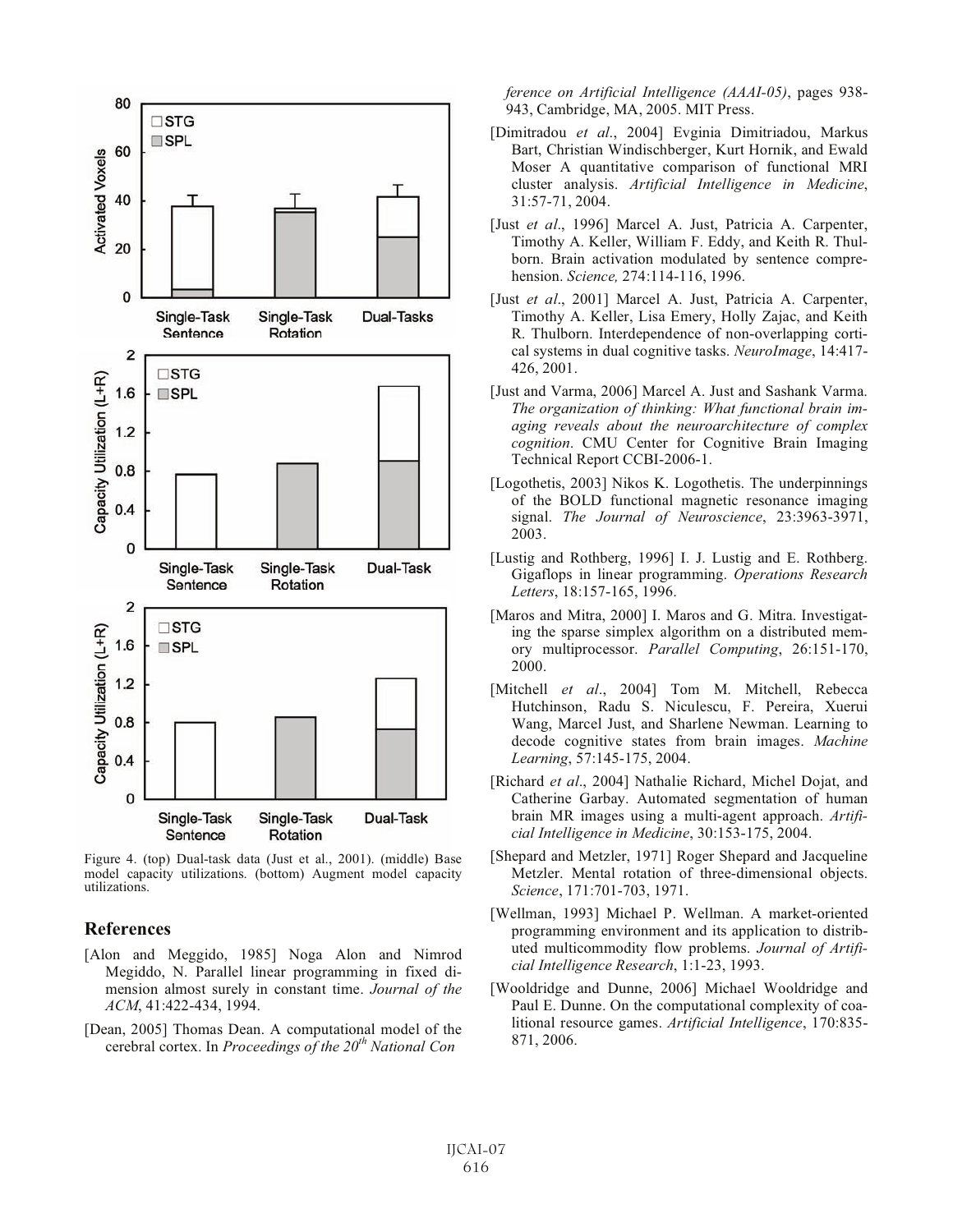80
STG
SPL
60
Activated Voxels
40
20
0
Single-Task Sentence
Single-Task Rotation
Dual-Tasks

2
STG
SPL
1.6
Capacity Utilization (L+R)
1.2
0.8
0.4
0
Single-Task Sentence
Single-Task Rotation
Dual-Task

2
STG
SPL
1.6
Capacity Utilization (L+R)
1.2
0.8
0.4
0
Single-Task Sentence
Single-Task Rotation
Dual-Task

Figure 4. (top) Dual-task data (Just et al., 2001). (middle) Base model capacity utilizations. (bottom) Augment model capacity utilizations.

## References

[Alon and Meggido, 1985] Noga Alon and Nimrod Megiddo, N. Parallel linear programming in fixed dimension almost surely in constant time. *Journal of the ACM*, 41:422-434, 1994.

[Dean, 2005] Thomas Dean. A computational model of the cerebral cortex. In *Proceedings of the 20th National Conference on Artificial Intelligence (AAAI-05)*, pages 938-943, Cambridge, MA, 2005. MIT Press.

[Dimitradou *et al*., 2004] Evginia Dimitriadou, Markus Bart, Christian Windischberger, Kurt Hornik, and Ewald Moser A quantitative comparison of functional MRI cluster analysis. *Artificial Intelligence in Medicine*, 31:57-71, 2004.

[Just *et al*., 1996] Marcel A. Just, Patricia A. Carpenter, Timothy A. Keller, William F. Eddy, and Keith R. Thulborn. Brain activation modulated by sentence comprehension. *Science,* 274:114-116, 1996.

[Just *et al*., 2001] Marcel A. Just, Patricia A. Carpenter, Timothy A. Keller, Lisa Emery, Holly Zajac, and Keith R. Thulborn. Interdependence of non-overlapping cortical systems in dual cognitive tasks. *NeuroImage*, 14:417-426, 2001.

[Just and Varma, 2006] Marcel A. Just and Sashank Varma. *The organization of thinking: What functional brain imaging reveals about the neuroarchitecture of complex cognition*. CMU Center for Cognitive Brain Imaging Technical Report CCBI-2006-1.

[Logothetis, 2003] Nikos K. Logothetis. The underpinnings of the BOLD functional magnetic resonance imaging signal. *The Journal of Neuroscience*, 23:3963-3971, 2003.

[Lustig and Rothberg, 1996] I. J. Lustig and E. Rothberg. Gigaflops in linear programming. *Operations Research Letters*, 18:157-165, 1996.

[Maros and Mitra, 2000] I. Maros and G. Mitra. Investigating the sparse simplex algorithm on a distributed memory multiprocessor. *Parallel Computing*, 26:151-170, 2000.

[Mitchell *et al*., 2004] Tom M. Mitchell, Rebecca Hutchinson, Radu S. Niculescu, F. Pereira, Xuerui Wang, Marcel Just, and Sharlene Newman. Learning to decode cognitive states from brain images. *Machine Learning*, 57:145-175, 2004.

[Richard *et al*., 2004] Nathalie Richard, Michel Dojat, and Catherine Garbay. Automated segmentation of human brain MR images using a multi-agent approach. *Artificial Intelligence in Medicine*, 30:153-175, 2004.

[Shepard and Metzler, 1971] Roger Shepard and Jacqueline Metzler. Mental rotation of three-dimensional objects. *Science*, 171:701-703, 1971.

[Wellman, 1993] Michael P. Wellman. A market-oriented programming environment and its application to distributed multicommodity flow problems. *Journal of Artificial Intelligence Research*, 1:1-23, 1993.

[Wooldridge and Dunne, 2006] Michael Wooldridge and Paul E. Dunne. On the computational complexity of coalitional resource games. *Artificial Intelligence*, 170:835-871, 2006.